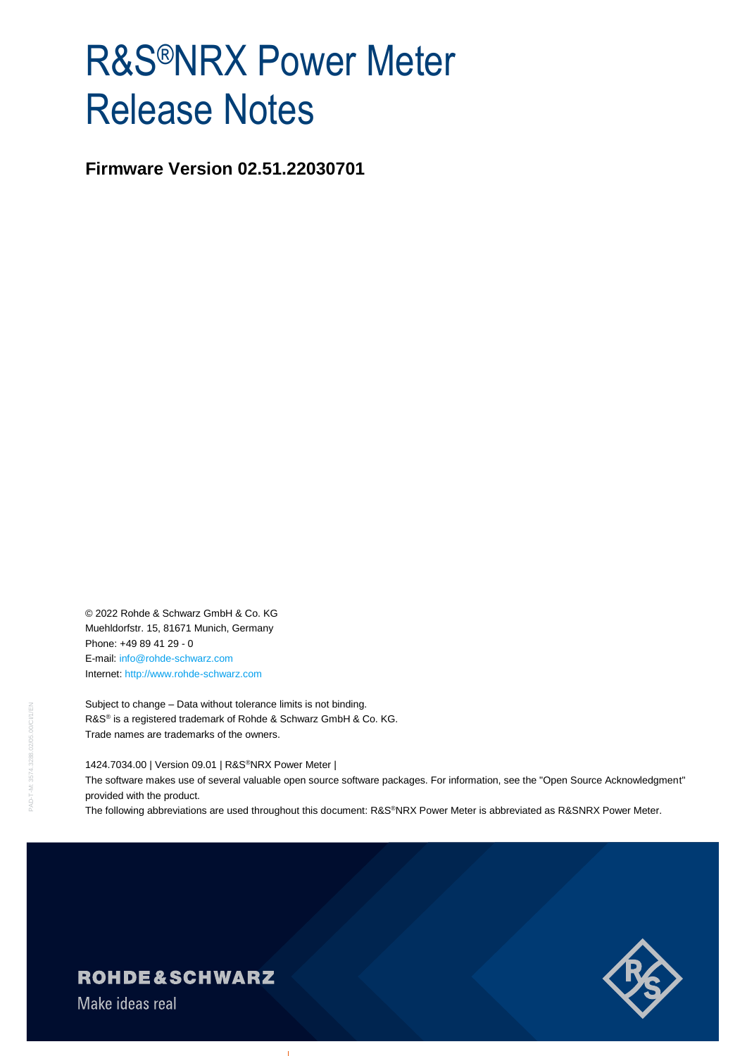# R&S®NRX Power Meter Release Notes

**Firmware Version 02.51.22030701**

© 2022 Rohde & Schwarz GmbH & Co. KG
Muehldorfstr. 15, 81671 Munich, Germany
Phone: +49 89 41 29 - 0
E-mail: info@rohde-schwarz.com
Internet: http://www.rohde-schwarz.com

Subject to change – Data without tolerance limits is not binding.
R&S® is a registered trademark of Rohde & Schwarz GmbH & Co. KG.
Trade names are trademarks of the owners.

1424.7034.00 | Version 09.01 | R&S®NRX Power Meter |
The software makes use of several valuable open source software packages. For information, see the "Open Source Acknowledgment" provided with the product.
The following abbreviations are used throughout this document: R&S®NRX Power Meter is abbreviated as R&SNRX Power Meter.

ROHDE&SCHWARZ
Make ideas real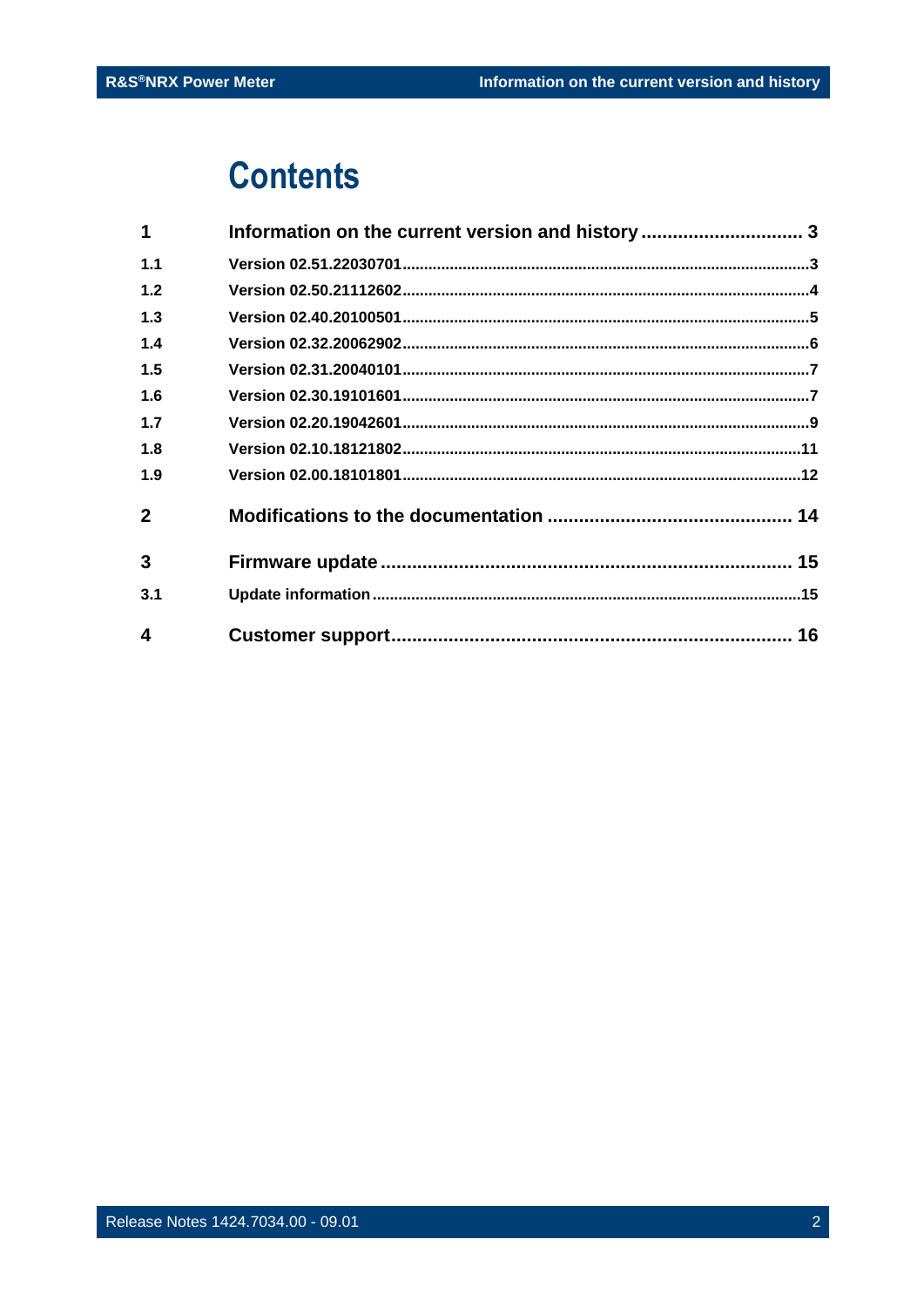# Contents

| | | |
|---|---|---|
| **1** | **Information on the current version and history** | **3** |
| 1.1 | Version 02.51.22030701 | 3 |
| 1.2 | Version 02.50.21112602 | 4 |
| 1.3 | Version 02.40.20100501 | 5 |
| 1.4 | Version 02.32.20062902 | 6 |
| 1.5 | Version 02.31.20040101 | 7 |
| 1.6 | Version 02.30.19101601 | 7 |
| 1.7 | Version 02.20.19042601 | 9 |
| 1.8 | Version 02.10.18121802 | 11 |
| 1.9 | Version 02.00.18101801 | 12 |
| **2** | **Modifications to the documentation** | **14** |
| **3** | **Firmware update** | **15** |
| 3.1 | Update information | 15 |
| **4** | **Customer support** | **16** |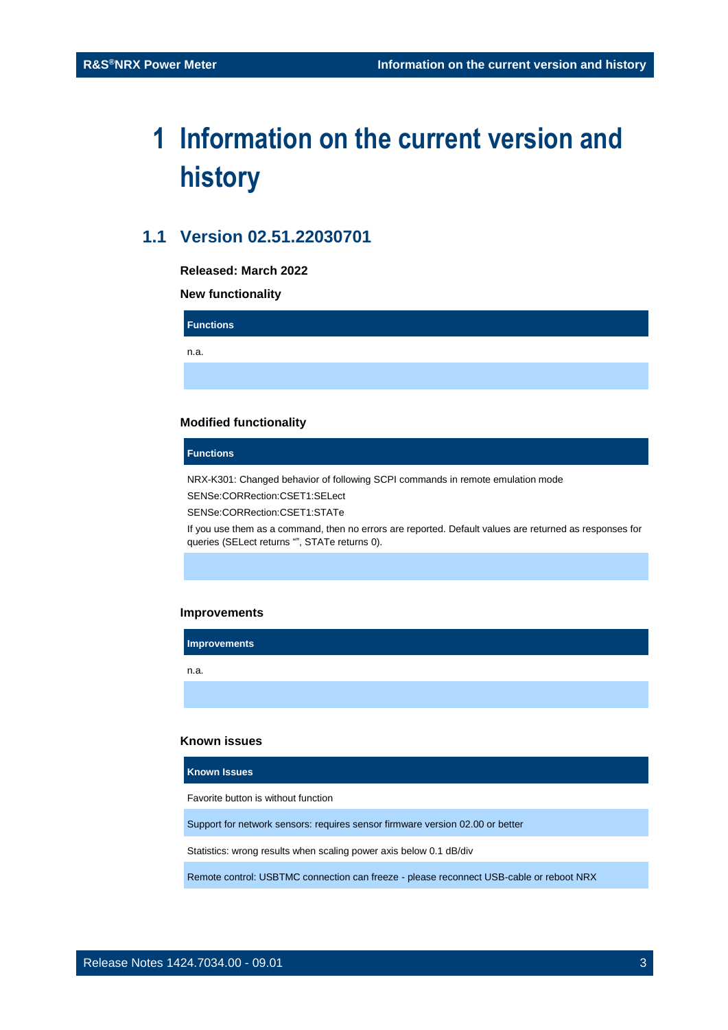# 1 Information on the current version and history

## 1.1 Version 02.51.22030701

**Released: March 2022**

**New functionality**

| Functions |
| --- |
| n.a. |
| |

**Modified functionality**

| Functions |
| --- |
| NRX-K301: Changed behavior of following SCPI commands in remote emulation mode<br>SENSe:CORRection:CSET1:SELect<br>SENSe:CORRection:CSET1:STATe<br>If you use them as a command, then no errors are reported. Default values are returned as responses for queries (SELect returns “”, STATe returns 0). |
| |

**Improvements**

| Improvements |
| --- |
| n.a. |
| |

**Known issues**

| Known Issues |
| --- |
| Favorite button is without function |
| Support for network sensors: requires sensor firmware version 02.00 or better |
| Statistics: wrong results when scaling power axis below 0.1 dB/div |
| Remote control: USBTMC connection can freeze - please reconnect USB-cable or reboot NRX |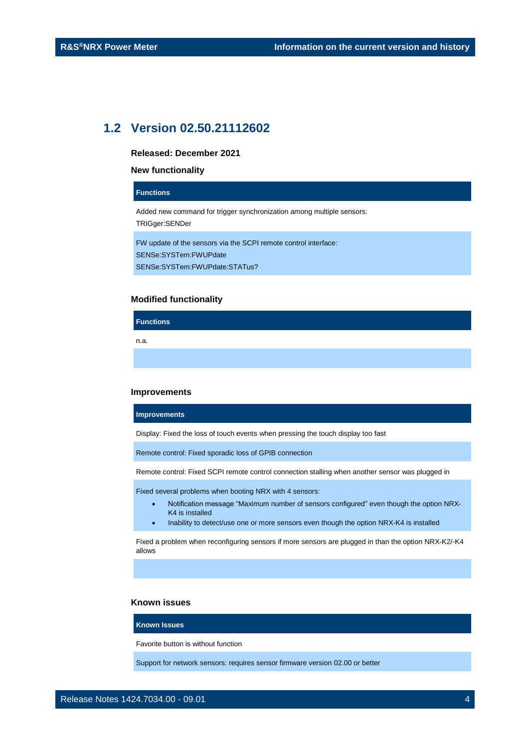## 1.2 Version 02.50.21112602

**Released: December 2021**

**New functionality**

| Functions |
| --- |
| Added new command for trigger synchronization among multiple sensors:<br>TRIGger:SENDer |
| FW update of the sensors via the SCPI remote control interface:<br>SENSe:SYSTem:FWUPdate<br>SENSe:SYSTem:FWUPdate:STATus? |

**Modified functionality**

| Functions |
| --- |
| n.a. |
| |

**Improvements**

| Improvements |
| --- |
| Display: Fixed the loss of touch events when pressing the touch display too fast |
| Remote control: Fixed sporadic loss of GPIB connection |
| Remote control: Fixed SCPI remote control connection stalling when another sensor was plugged in |
| Fixed several problems when booting NRX with 4 sensors:<br>• Notification message "Maximum number of sensors configured" even though the option NRX-K4 is installed<br>• Inability to detect/use one or more sensors even though the option NRX-K4 is installed |
| Fixed a problem when reconfiguring sensors if more sensors are plugged in than the option NRX-K2/-K4 allows |
| |

**Known issues**

| Known Issues |
| --- |
| Favorite button is without function |
| Support for network sensors: requires sensor firmware version 02.00 or better |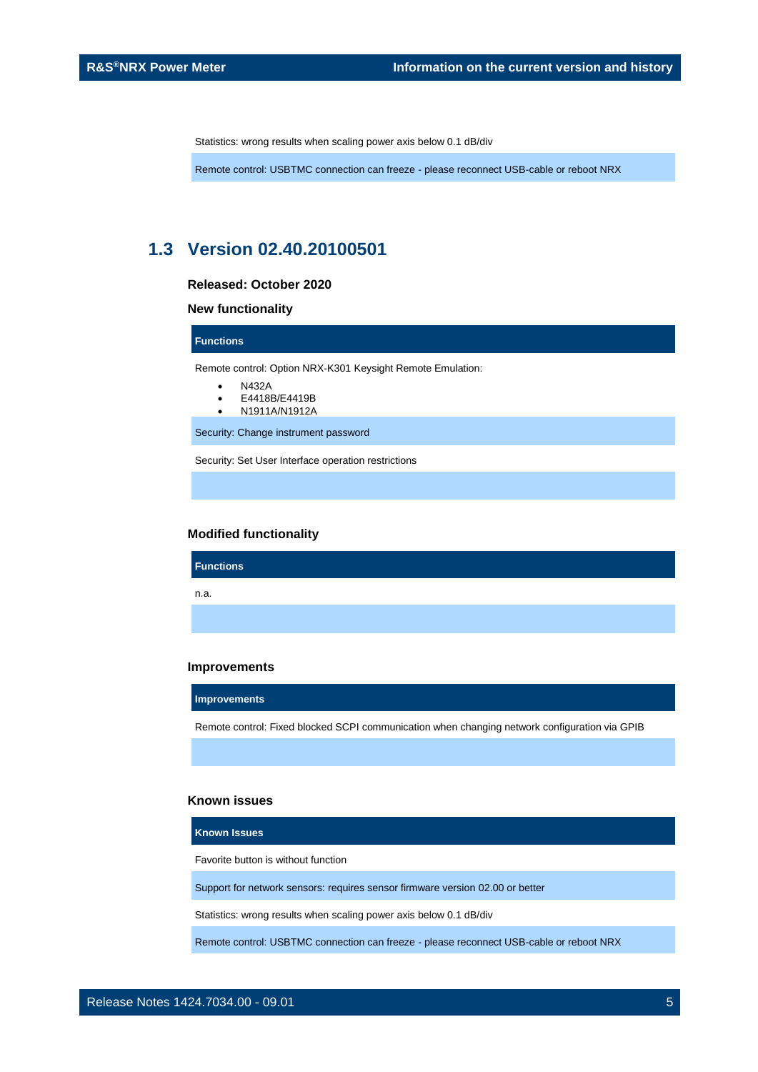| |
|---|
| Statistics: wrong results when scaling power axis below 0.1 dB/div |
| Remote control: USBTMC connection can freeze - please reconnect USB-cable or reboot NRX |

## 1.3 Version 02.40.20100501

**Released: October 2020**

**New functionality**

| Functions |
|---|
| Remote control: Option NRX-K301 Keysight Remote Emulation:<br>• N432A<br>• E4418B/E4419B<br>• N1911A/N1912A |
| Security: Change instrument password |
| Security: Set User Interface operation restrictions |
| |

**Modified functionality**

| Functions |
|---|
| n.a. |
| |

**Improvements**

| Improvements |
|---|
| Remote control: Fixed blocked SCPI communication when changing network configuration via GPIB |
| |

**Known issues**

| Known Issues |
|---|
| Favorite button is without function |
| Support for network sensors: requires sensor firmware version 02.00 or better |
| Statistics: wrong results when scaling power axis below 0.1 dB/div |
| Remote control: USBTMC connection can freeze - please reconnect USB-cable or reboot NRX |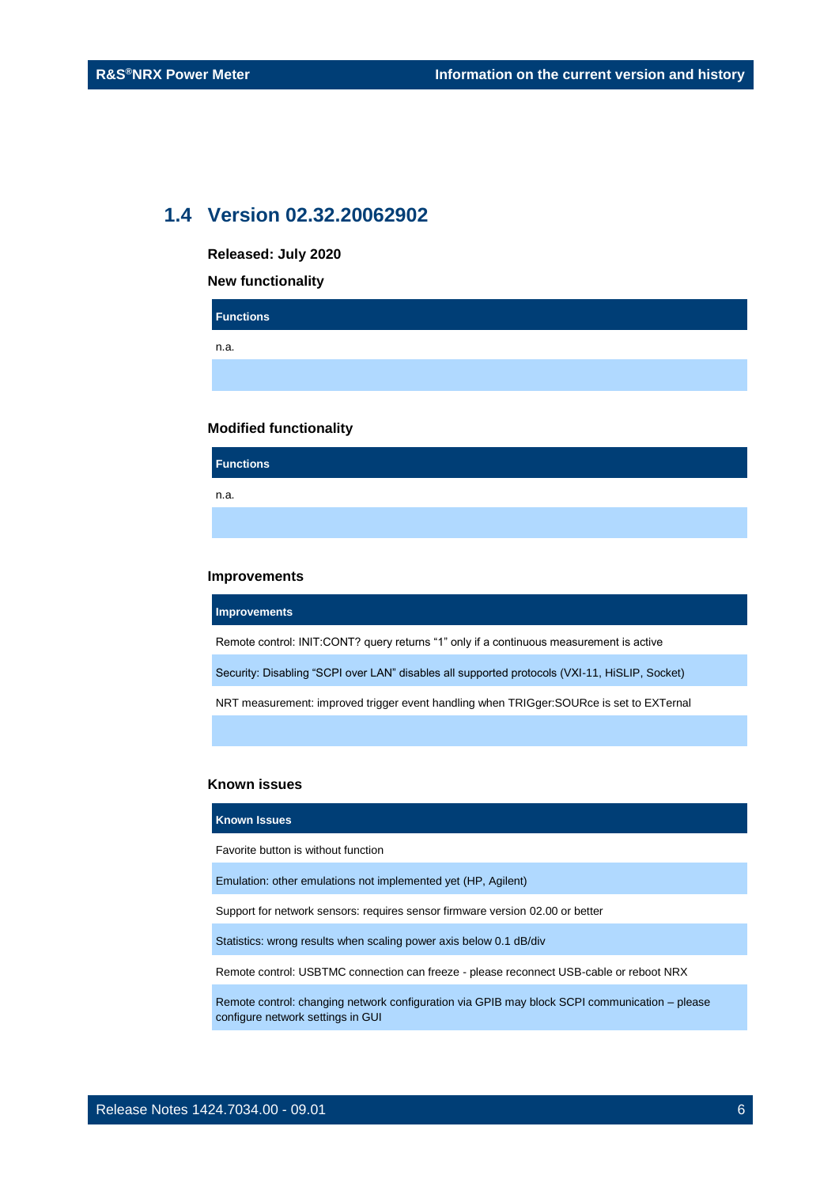## 1.4 Version 02.32.20062902

**Released: July 2020**

**New functionality**

| Functions |
| --- |
| n.a. |
| |

**Modified functionality**

| Functions |
| --- |
| n.a. |
| |

**Improvements**

| Improvements |
| --- |
| Remote control: INIT:CONT? query returns “1” only if a continuous measurement is active |
| Security: Disabling “SCPI over LAN” disables all supported protocols (VXI-11, HiSLIP, Socket) |
| NRT measurement: improved trigger event handling when TRIGger:SOURce is set to EXTernal |
| |

**Known issues**

| Known Issues |
| --- |
| Favorite button is without function |
| Emulation: other emulations not implemented yet (HP, Agilent) |
| Support for network sensors: requires sensor firmware version 02.00 or better |
| Statistics: wrong results when scaling power axis below 0.1 dB/div |
| Remote control: USBTMC connection can freeze - please reconnect USB-cable or reboot NRX |
| Remote control: changing network configuration via GPIB may block SCPI communication – please configure network settings in GUI |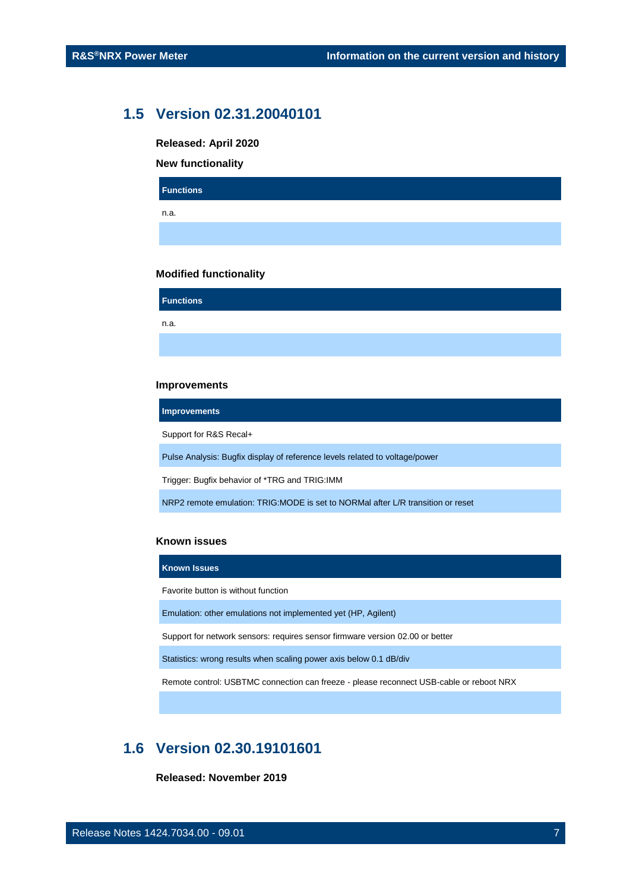## 1.5 Version 02.31.20040101

**Released: April 2020**

**New functionality**

| Functions |
|---|
| n.a. |
| |

**Modified functionality**

| Functions |
|---|
| n.a. |
| |

**Improvements**

| Improvements |
|---|
| Support for R&S Recal+ |
| Pulse Analysis: Bugfix display of reference levels related to voltage/power |
| Trigger: Bugfix behavior of *TRG and TRIG:IMM |
| NRP2 remote emulation: TRIG:MODE is set to NORMal after L/R transition or reset |

**Known issues**

| Known Issues |
|---|
| Favorite button is without function |
| Emulation: other emulations not implemented yet (HP, Agilent) |
| Support for network sensors: requires sensor firmware version 02.00 or better |
| Statistics: wrong results when scaling power axis below 0.1 dB/div |
| Remote control: USBTMC connection can freeze - please reconnect USB-cable or reboot NRX |
| |

## 1.6 Version 02.30.19101601

**Released: November 2019**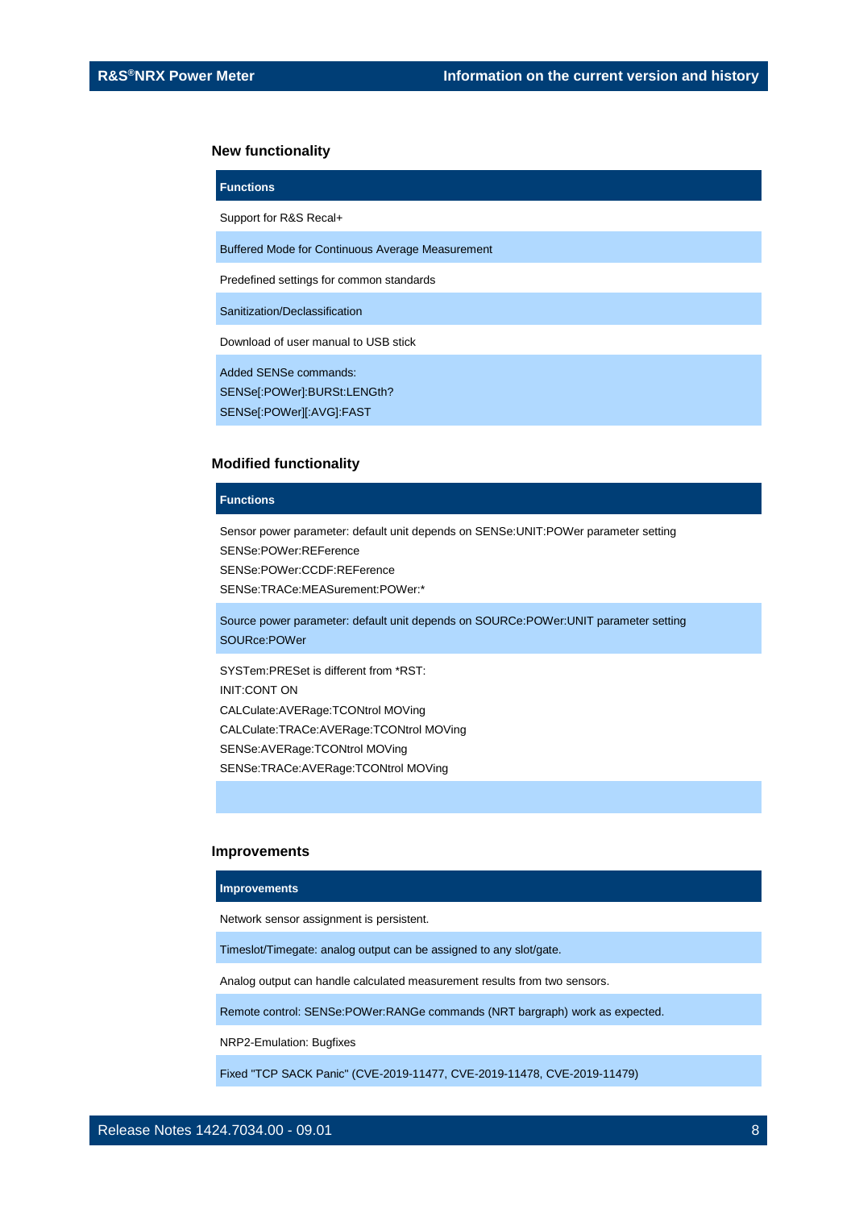### New functionality

| Functions |
| --- |
| Support for R&S Recal+ |
| Buffered Mode for Continuous Average Measurement |
| Predefined settings for common standards |
| Sanitization/Declassification |
| Download of user manual to USB stick |
| Added SENSe commands:<br>SENSe[:POWer]:BURSt:LENGth?<br>SENSe[:POWer][:AVG]:FAST |

### Modified functionality

| Functions |
| --- |
| Sensor power parameter: default unit depends on SENSe:UNIT:POWer parameter setting<br>SENSe:POWer:REFerence<br>SENSe:POWer:CCDF:REFerence<br>SENSe:TRACe:MEASurement:POWer:* |
| Source power parameter: default unit depends on SOURCe:POWer:UNIT parameter setting<br>SOURce:POWer |
| SYSTem:PRESet is different from *RST:<br>INIT:CONT ON<br>CALCulate:AVERage:TCONtrol MOVing<br>CALCulate:TRACe:AVERage:TCONtrol MOVing<br>SENSe:AVERage:TCONtrol MOVing<br>SENSe:TRACe:AVERage:TCONtrol MOVing |
| |

### Improvements

| Improvements |
| --- |
| Network sensor assignment is persistent. |
| Timeslot/Timegate: analog output can be assigned to any slot/gate. |
| Analog output can handle calculated measurement results from two sensors. |
| Remote control: SENSe:POWer:RANGe commands (NRT bargraph) work as expected. |
| NRP2-Emulation: Bugfixes |
| Fixed "TCP SACK Panic" (CVE-2019-11477, CVE-2019-11478, CVE-2019-11479) |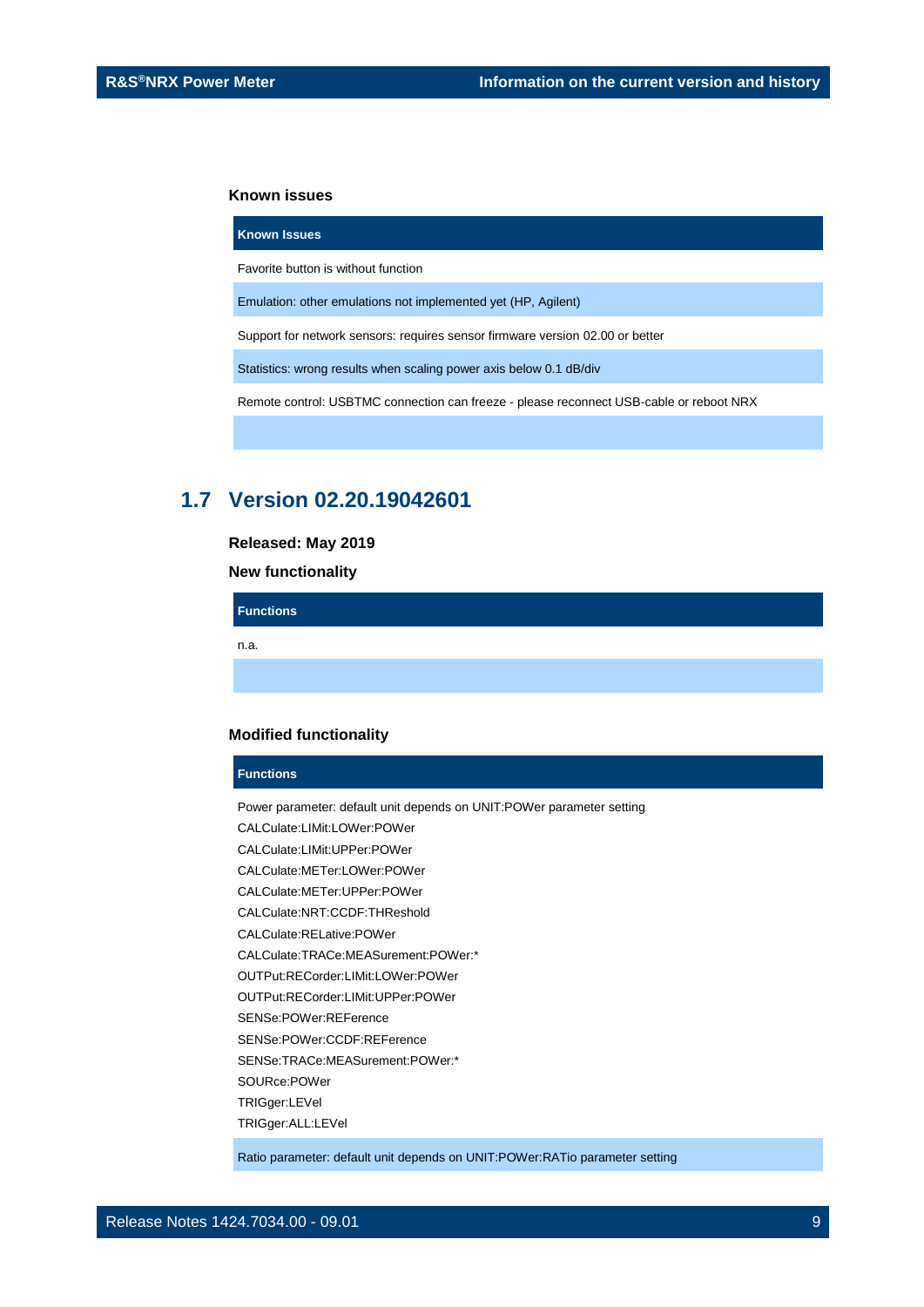**Known issues**

| Known Issues |
| --- |
| Favorite button is without function |
| Emulation: other emulations not implemented yet (HP, Agilent) |
| Support for network sensors: requires sensor firmware version 02.00 or better |
| Statistics: wrong results when scaling power axis below 0.1 dB/div |
| Remote control: USBTMC connection can freeze - please reconnect USB-cable or reboot NRX |
| |

## 1.7 Version 02.20.19042601

**Released: May 2019**

**New functionality**

| Functions |
| --- |
| n.a. |
| |

**Modified functionality**

| Functions |
| --- |
| Power parameter: default unit depends on UNIT:POWer parameter setting<br>CALCulate:LIMit:LOWer:POWer<br>CALCulate:LIMit:UPPer:POWer<br>CALCulate:METer:LOWer:POWer<br>CALCulate:METer:UPPer:POWer<br>CALCulate:NRT:CCDF:THReshold<br>CALCulate:RELative:POWer<br>CALCulate:TRACe:MEASurement:POWer:*<br>OUTPut:RECorder:LIMit:LOWer:POWer<br>OUTPut:RECorder:LIMit:UPPer:POWer<br>SENSe:POWer:REFerence<br>SENSe:POWer:CCDF:REFerence<br>SENSe:TRACe:MEASurement:POWer:*<br>SOURce:POWer<br>TRIGger:LEVel<br>TRIGger:ALL:LEVel |
| Ratio parameter: default unit depends on UNIT:POWer:RATio parameter setting |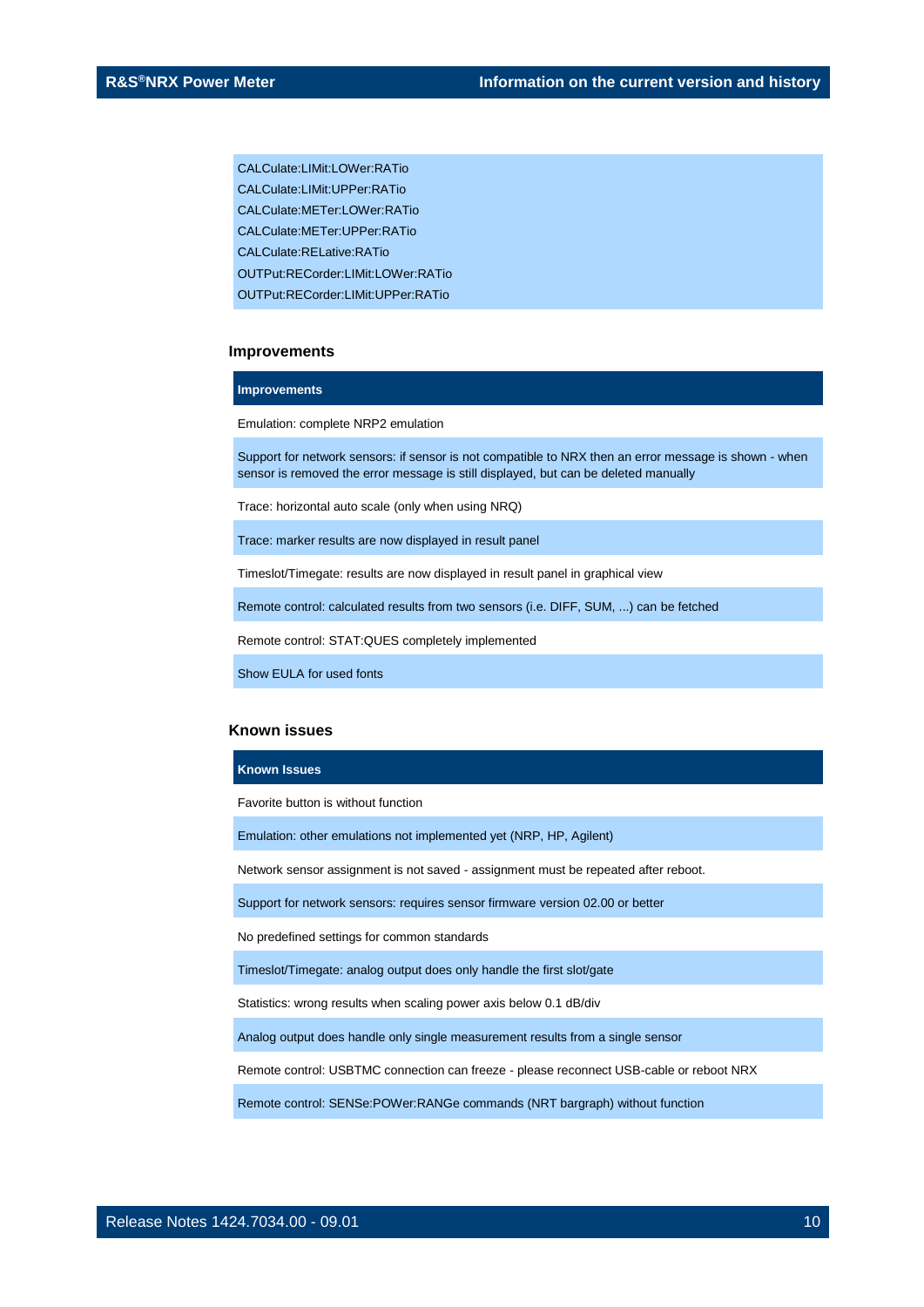| |
|---|
| CALCulate:LIMit:LOWer:RATio |
| CALCulate:LIMit:UPPer:RATio |
| CALCulate:METer:LOWer:RATio |
| CALCulate:METer:UPPer:RATio |
| CALCulate:RELative:RATio |
| OUTPut:RECorder:LIMit:LOWer:RATio |
| OUTPut:RECorder:LIMit:UPPer:RATio |

### Improvements

| Improvements |
|---|
| Emulation: complete NRP2 emulation |
| Support for network sensors: if sensor is not compatible to NRX then an error message is shown - when sensor is removed the error message is still displayed, but can be deleted manually |
| Trace: horizontal auto scale (only when using NRQ) |
| Trace: marker results are now displayed in result panel |
| Timeslot/Timegate: results are now displayed in result panel in graphical view |
| Remote control: calculated results from two sensors (i.e. DIFF, SUM, ...) can be fetched |
| Remote control: STAT:QUES completely implemented |
| Show EULA for used fonts |

### Known issues

| Known Issues |
|---|
| Favorite button is without function |
| Emulation: other emulations not implemented yet (NRP, HP, Agilent) |
| Network sensor assignment is not saved - assignment must be repeated after reboot. |
| Support for network sensors: requires sensor firmware version 02.00 or better |
| No predefined settings for common standards |
| Timeslot/Timegate: analog output does only handle the first slot/gate |
| Statistics: wrong results when scaling power axis below 0.1 dB/div |
| Analog output does handle only single measurement results from a single sensor |
| Remote control: USBTMC connection can freeze - please reconnect USB-cable or reboot NRX |
| Remote control: SENSe:POWer:RANGe commands (NRT bargraph) without function |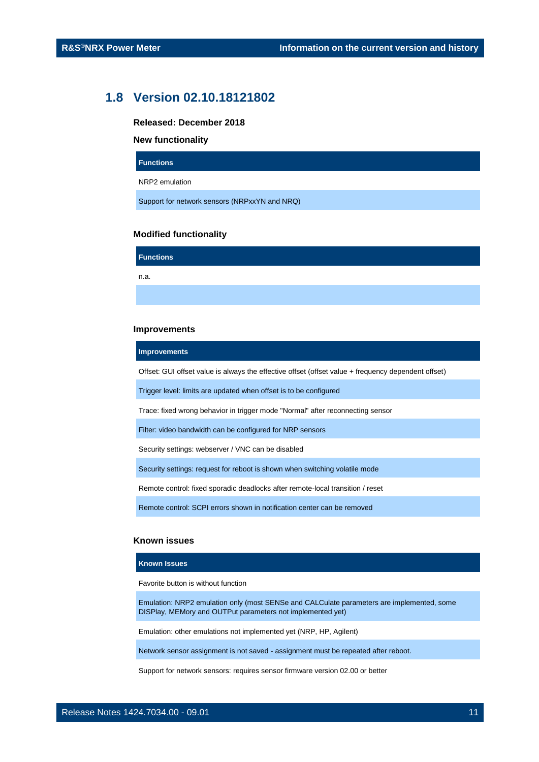## 1.8 Version 02.10.18121802

**Released: December 2018**

**New functionality**

| Functions |
|---|
| NRP2 emulation |
| Support for network sensors (NRPxxYN and NRQ) |

**Modified functionality**

| Functions |
|---|
| n.a. |
| |

**Improvements**

| Improvements |
|---|
| Offset: GUI offset value is always the effective offset (offset value + frequency dependent offset) |
| Trigger level: limits are updated when offset is to be configured |
| Trace: fixed wrong behavior in trigger mode "Normal" after reconnecting sensor |
| Filter: video bandwidth can be configured for NRP sensors |
| Security settings: webserver / VNC can be disabled |
| Security settings: request for reboot is shown when switching volatile mode |
| Remote control: fixed sporadic deadlocks after remote-local transition / reset |
| Remote control: SCPI errors shown in notification center can be removed |

**Known issues**

| Known Issues |
|---|
| Favorite button is without function |
| Emulation: NRP2 emulation only (most SENSe and CALCulate parameters are implemented, some DISPlay, MEMory and OUTPut parameters not implemented yet) |
| Emulation: other emulations not implemented yet (NRP, HP, Agilent) |
| Network sensor assignment is not saved - assignment must be repeated after reboot. |
| Support for network sensors: requires sensor firmware version 02.00 or better |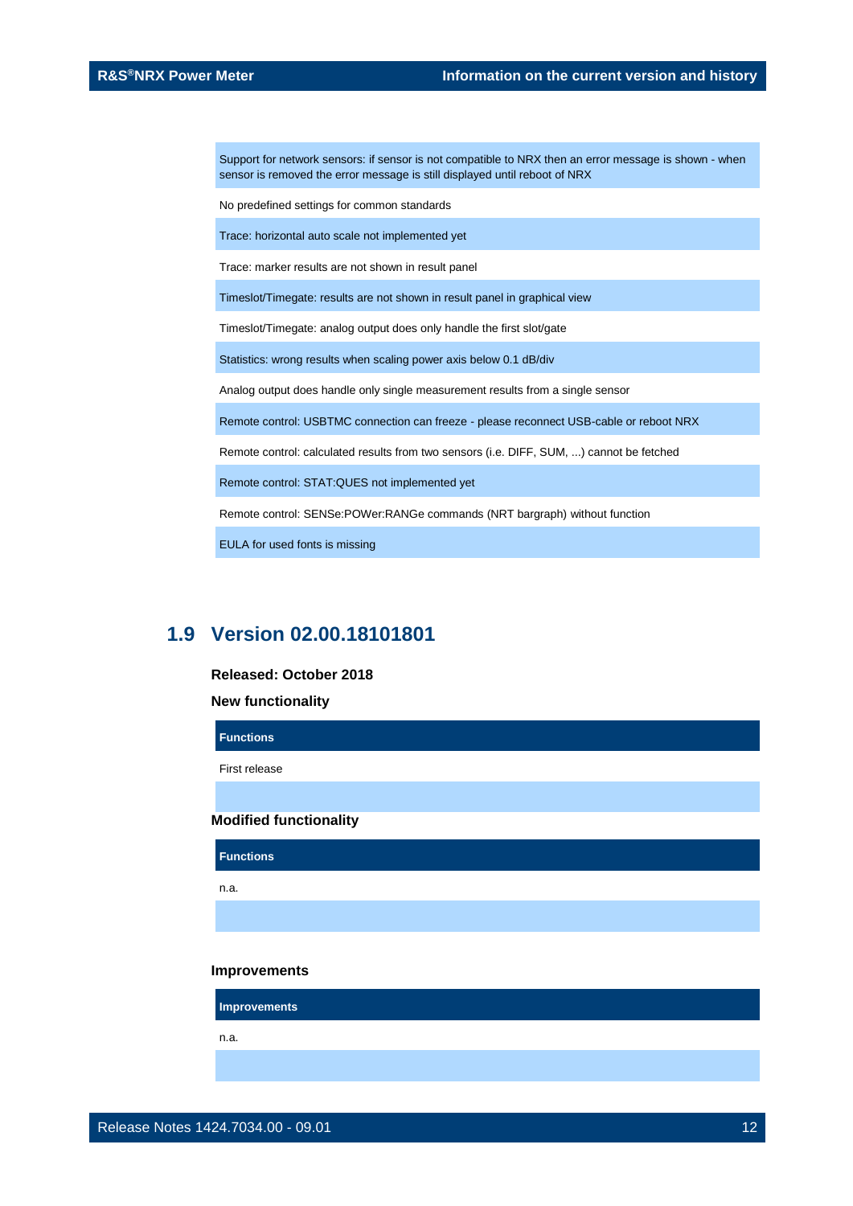| |
|---|
| Support for network sensors: if sensor is not compatible to NRX then an error message is shown - when sensor is removed the error message is still displayed until reboot of NRX |
| No predefined settings for common standards |
| Trace: horizontal auto scale not implemented yet |
| Trace: marker results are not shown in result panel |
| Timeslot/Timegate: results are not shown in result panel in graphical view |
| Timeslot/Timegate: analog output does only handle the first slot/gate |
| Statistics: wrong results when scaling power axis below 0.1 dB/div |
| Analog output does handle only single measurement results from a single sensor |
| Remote control: USBTMC connection can freeze - please reconnect USB-cable or reboot NRX |
| Remote control: calculated results from two sensors (i.e. DIFF, SUM, ...) cannot be fetched |
| Remote control: STAT:QUES not implemented yet |
| Remote control: SENSe:POWer:RANGe commands (NRT bargraph) without function |
| EULA for used fonts is missing |

## 1.9 Version 02.00.18101801

**Released: October 2018**

**New functionality**

| Functions |
|---|
| First release |
| |

**Modified functionality**

| Functions |
|---|
| n.a. |
| |

**Improvements**

| Improvements |
|---|
| n.a. |
| |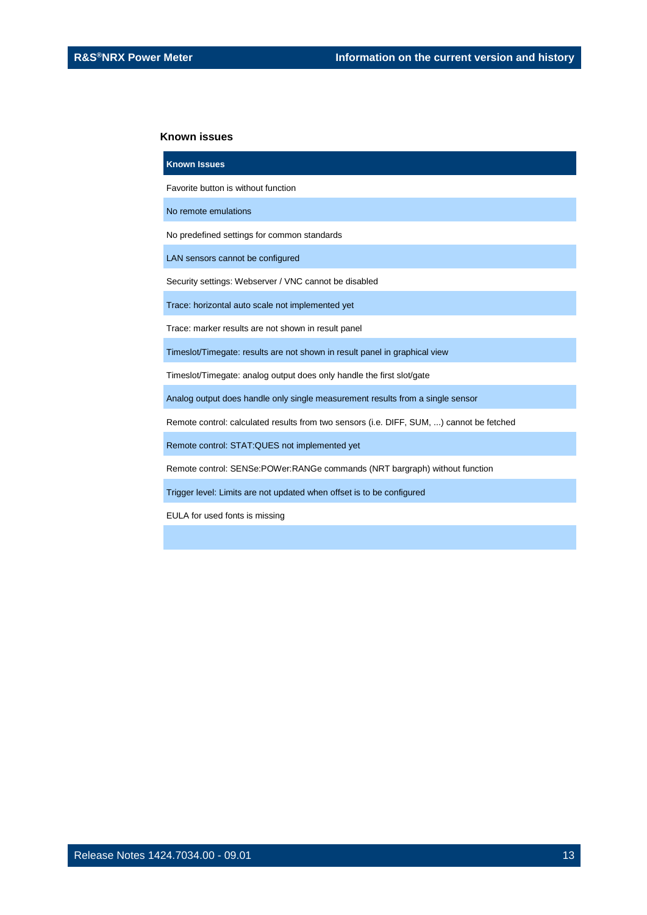## Known issues

| Known Issues |
|---|
| Favorite button is without function |
| No remote emulations |
| No predefined settings for common standards |
| LAN sensors cannot be configured |
| Security settings: Webserver / VNC cannot be disabled |
| Trace: horizontal auto scale not implemented yet |
| Trace: marker results are not shown in result panel |
| Timeslot/Timegate: results are not shown in result panel in graphical view |
| Timeslot/Timegate: analog output does only handle the first slot/gate |
| Analog output does handle only single measurement results from a single sensor |
| Remote control: calculated results from two sensors (i.e. DIFF, SUM, ...) cannot be fetched |
| Remote control: STAT:QUES not implemented yet |
| Remote control: SENSe:POWer:RANGe commands (NRT bargraph) without function |
| Trigger level: Limits are not updated when offset is to be configured |
| EULA for used fonts is missing |
| |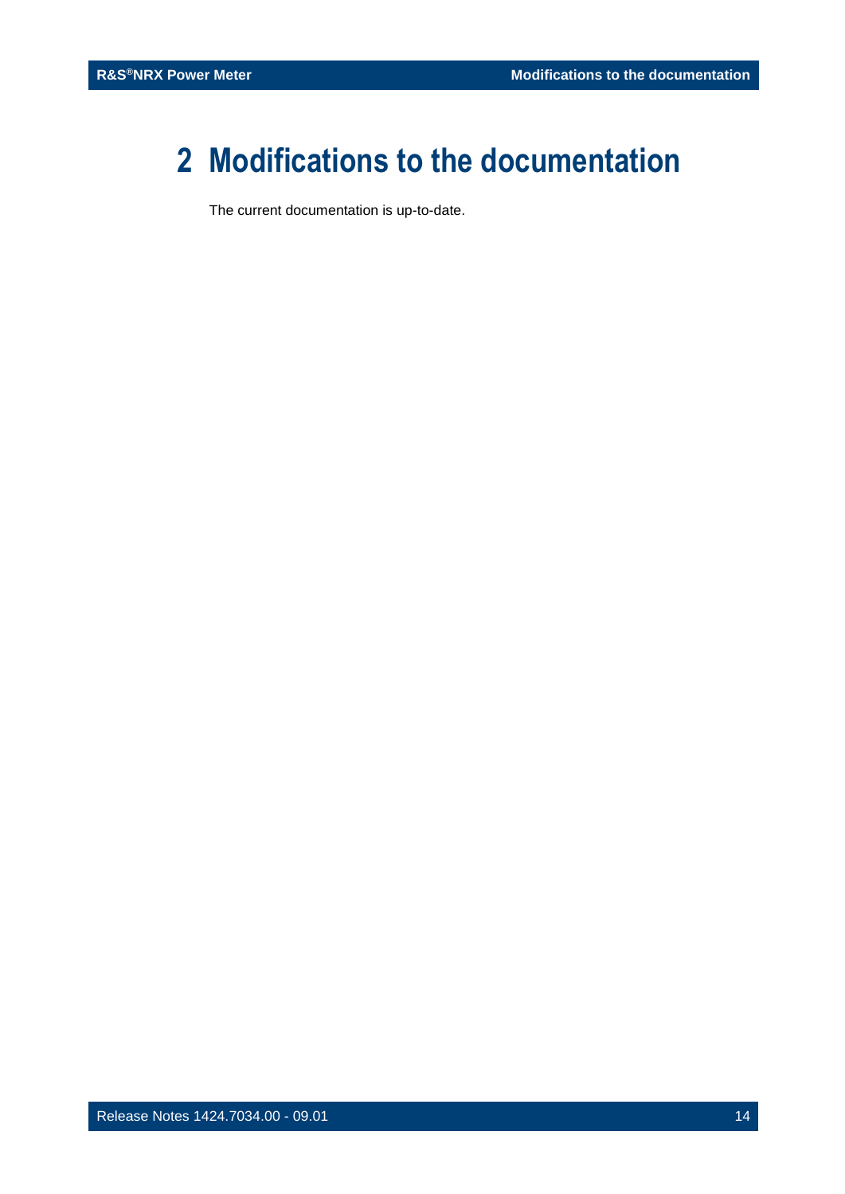# 2 Modifications to the documentation

The current documentation is up-to-date.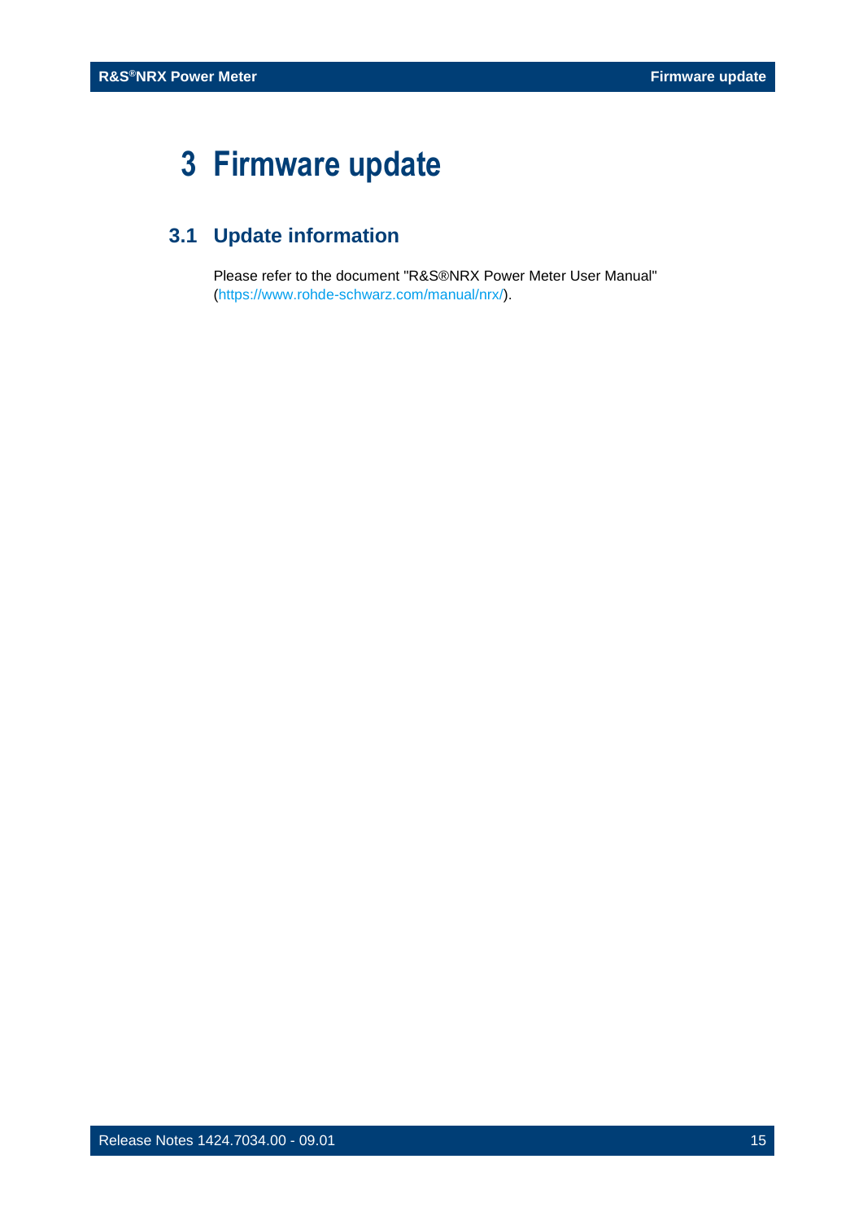# 3 Firmware update

## 3.1 Update information

Please refer to the document "R&S®NRX Power Meter User Manual" (https://www.rohde-schwarz.com/manual/nrx/).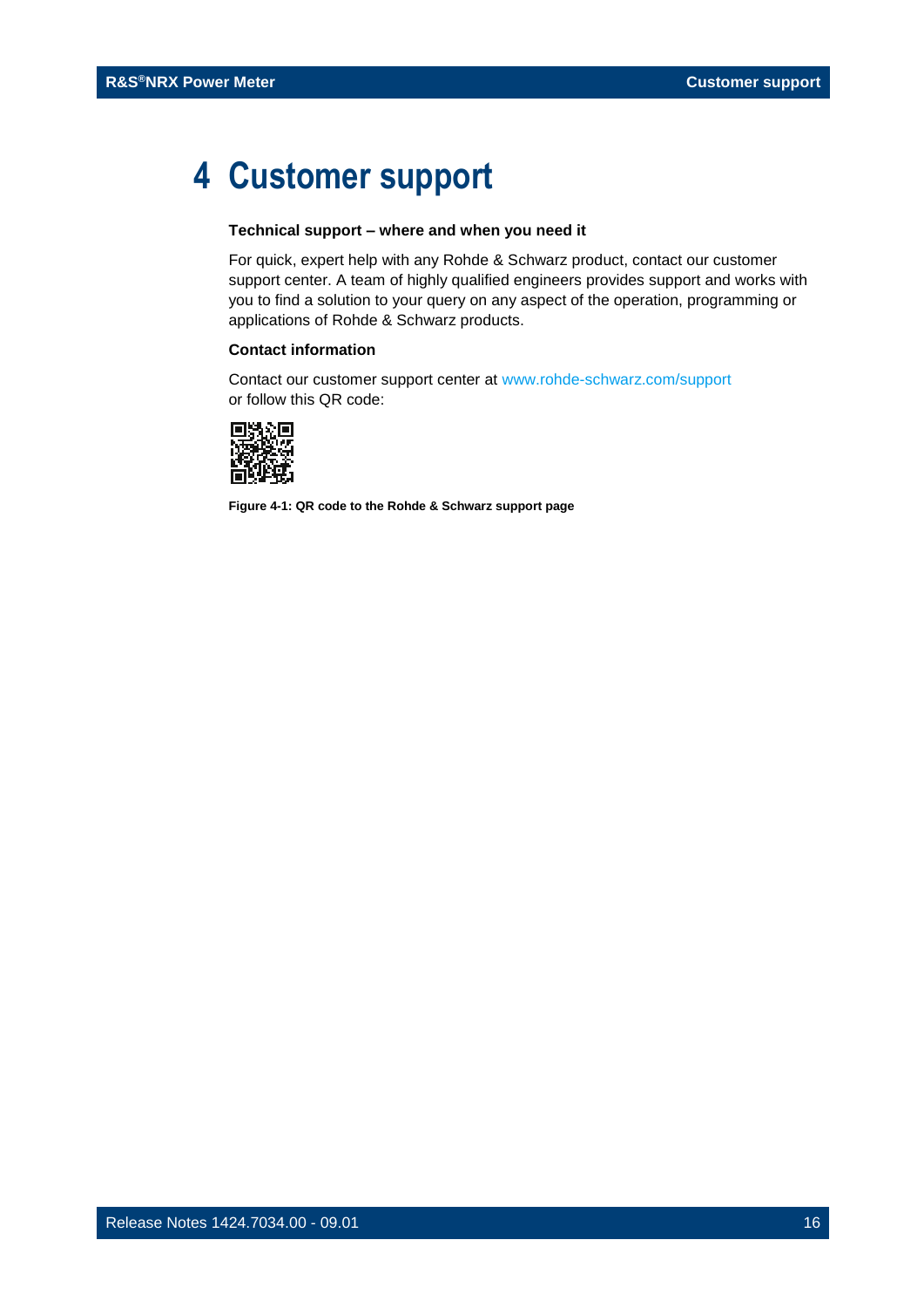# 4 Customer support

**Technical support – where and when you need it**

For quick, expert help with any Rohde & Schwarz product, contact our customer support center. A team of highly qualified engineers provides support and works with you to find a solution to your query on any aspect of the operation, programming or applications of Rohde & Schwarz products.

**Contact information**

Contact our customer support center at www.rohde-schwarz.com/support or follow this QR code:

**Figure 4-1: QR code to the Rohde & Schwarz support page**